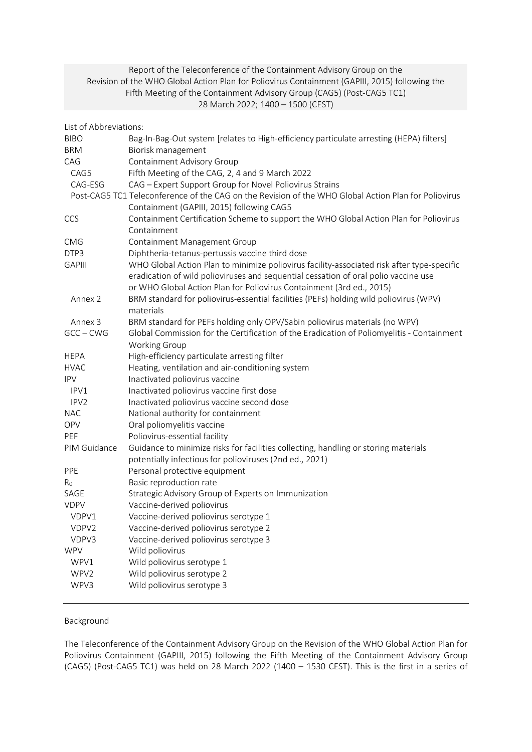Report of the Teleconference of the Containment Advisory Group on the Revision of the WHO Global Action Plan for Poliovirus Containment (GAPIII, 2015) following the Fifth Meeting of the Containment Advisory Group (CAG5) (Post-CAG5 TC1)
28 March 2022; 1400 – 1500 (CEST)

List of Abbreviations:

| | |
|---|---|
| BIBO | Bag-In-Bag-Out system [relates to High-efficiency particulate arresting (HEPA) filters] |
| BRM | Biorisk management |
| CAG | Containment Advisory Group |
| CAG5 | Fifth Meeting of the CAG, 2, 4 and 9 March 2022 |
| CAG-ESG | CAG – Expert Support Group for Novel Poliovirus Strains |
| Post-CAG5 TC1 | Teleconference of the CAG on the Revision of the WHO Global Action Plan for Poliovirus Containment (GAPIII, 2015) following CAG5 |
| CCS | Containment Certification Scheme to support the WHO Global Action Plan for Poliovirus Containment |
| CMG | Containment Management Group |
| DTP3 | Diphtheria-tetanus-pertussis vaccine third dose |
| GAPIII | WHO Global Action Plan to minimize poliovirus facility-associated risk after type-specific eradication of wild polioviruses and sequential cessation of oral polio vaccine use or WHO Global Action Plan for Poliovirus Containment (3rd ed., 2015) |
| Annex 2 | BRM standard for poliovirus-essential facilities (PEFs) holding wild poliovirus (WPV) materials |
| Annex 3 | BRM standard for PEFs holding only OPV/Sabin poliovirus materials (no WPV) |
| GCC – CWG | Global Commission for the Certification of the Eradication of Poliomyelitis - Containment Working Group |
| HEPA | High-efficiency particulate arresting filter |
| HVAC | Heating, ventilation and air-conditioning system |
| IPV | Inactivated poliovirus vaccine |
| IPV1 | Inactivated poliovirus vaccine first dose |
| IPV2 | Inactivated poliovirus vaccine second dose |
| NAC | National authority for containment |
| OPV | Oral poliomyelitis vaccine |
| PEF | Poliovirus-essential facility |
| PIM Guidance | Guidance to minimize risks for facilities collecting, handling or storing materials potentially infectious for polioviruses (2nd ed., 2021) |
| PPE | Personal protective equipment |
| $R_0$ | Basic reproduction rate |
| SAGE | Strategic Advisory Group of Experts on Immunization |
| VDPV | Vaccine-derived poliovirus |
| VDPV1 | Vaccine-derived poliovirus serotype 1 |
| VDPV2 | Vaccine-derived poliovirus serotype 2 |
| VDPV3 | Vaccine-derived poliovirus serotype 3 |
| WPV | Wild poliovirus |
| WPV1 | Wild poliovirus serotype 1 |
| WPV2 | Wild poliovirus serotype 2 |
| WPV3 | Wild poliovirus serotype 3 |

## Background

The Teleconference of the Containment Advisory Group on the Revision of the WHO Global Action Plan for Poliovirus Containment (GAPIII, 2015) following the Fifth Meeting of the Containment Advisory Group (CAG5) (Post-CAG5 TC1) was held on 28 March 2022 (1400 – 1530 CEST). This is the first in a series of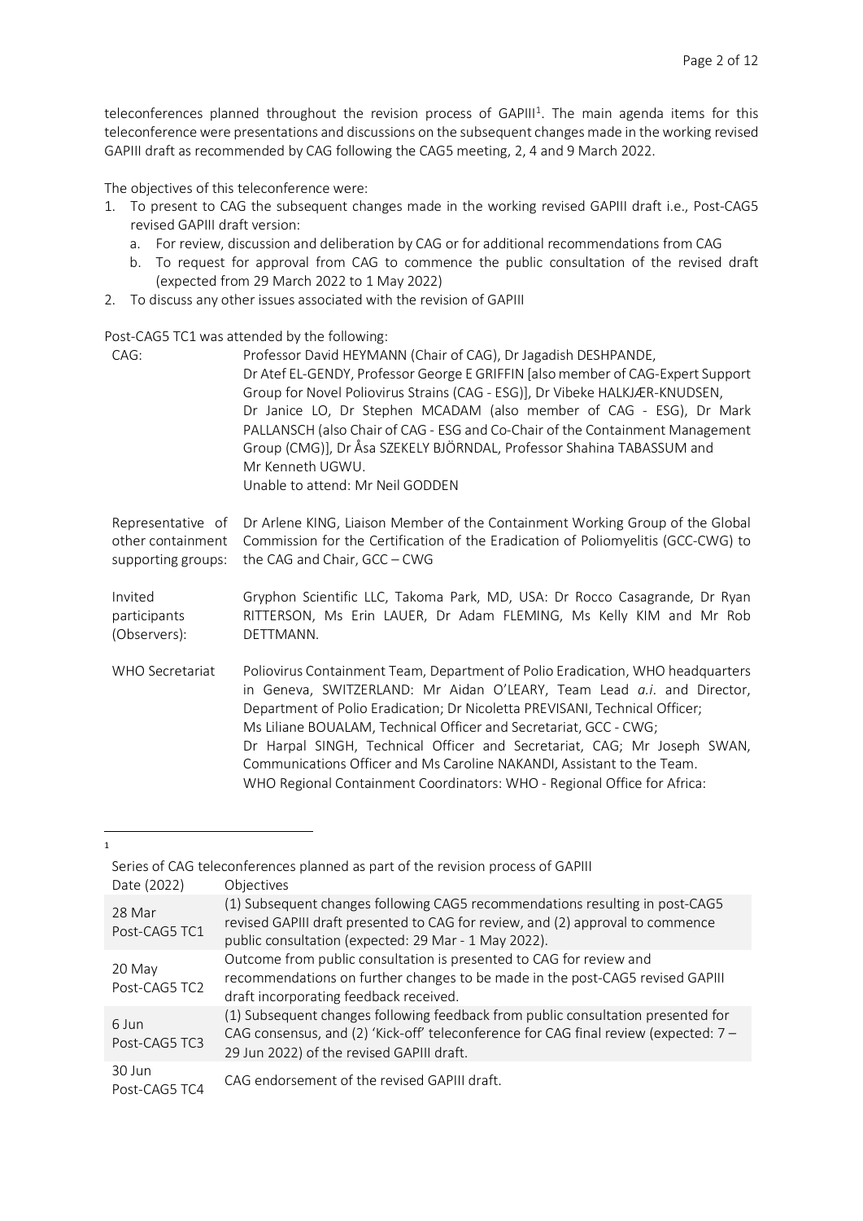teleconferences planned throughout the revision process of GAPIII[1]. The main agenda items for this teleconference were presentations and discussions on the subsequent changes made in the working revised GAPIII draft as recommended by CAG following the CAG5 meeting, 2, 4 and 9 March 2022.

The objectives of this teleconference were:

1. To present to CAG the subsequent changes made in the working revised GAPIII draft i.e., Post-CAG5 revised GAPIII draft version:
   a. For review, discussion and deliberation by CAG or for additional recommendations from CAG
   b. To request for approval from CAG to commence the public consultation of the revised draft (expected from 29 March 2022 to 1 May 2022)
2. To discuss any other issues associated with the revision of GAPIII

Post-CAG5 TC1 was attended by the following:

| | |
|---|---|
| CAG: | Professor David HEYMANN (Chair of CAG), Dr Jagadish DESHPANDE, Dr Atef EL-GENDY, Professor George E GRIFFIN [also member of CAG-Expert Support Group for Novel Poliovirus Strains (CAG - ESG)], Dr Vibeke HALKJÆR-KNUDSEN, Dr Janice LO, Dr Stephen MCADAM (also member of CAG - ESG), Dr Mark PALLANSCH (also Chair of CAG - ESG and Co-Chair of the Containment Management Group (CMG)], Dr Åsa SZEKELY BJÖRNDAL, Professor Shahina TABASSUM and Mr Kenneth UGWU.<br>Unable to attend: Mr Neil GODDEN |
| Representative of other containment supporting groups: | Dr Arlene KING, Liaison Member of the Containment Working Group of the Global Commission for the Certification of the Eradication of Poliomyelitis (GCC-CWG) to the CAG and Chair, GCC – CWG |
| Invited participants (Observers): | Gryphon Scientific LLC, Takoma Park, MD, USA: Dr Rocco Casagrande, Dr Ryan RITTERSON, Ms Erin LAUER, Dr Adam FLEMING, Ms Kelly KIM and Mr Rob DETTMANN. |
| WHO Secretariat | Poliovirus Containment Team, Department of Polio Eradication, WHO headquarters in Geneva, SWITZERLAND: Mr Aidan O'LEARY, Team Lead *a.i*. and Director, Department of Polio Eradication; Dr Nicoletta PREVISANI, Technical Officer; Ms Liliane BOUALAM, Technical Officer and Secretariat, GCC - CWG; Dr Harpal SINGH, Technical Officer and Secretariat, CAG; Mr Joseph SWAN, Communications Officer and Ms Caroline NAKANDI, Assistant to the Team.<br>WHO Regional Containment Coordinators: WHO - Regional Office for Africa: |

---

[1] Series of CAG teleconferences planned as part of the revision process of GAPIII

| Date (2022) | Objectives |
|---|---|
| 28 Mar<br>Post-CAG5 TC1 | (1) Subsequent changes following CAG5 recommendations resulting in post-CAG5 revised GAPIII draft presented to CAG for review, and (2) approval to commence public consultation (expected: 29 Mar - 1 May 2022). |
| 20 May<br>Post-CAG5 TC2 | Outcome from public consultation is presented to CAG for review and recommendations on further changes to be made in the post-CAG5 revised GAPIII draft incorporating feedback received. |
| 6 Jun<br>Post-CAG5 TC3 | (1) Subsequent changes following feedback from public consultation presented for CAG consensus, and (2) 'Kick-off' teleconference for CAG final review (expected: 7 – 29 Jun 2022) of the revised GAPIII draft. |
| 30 Jun<br>Post-CAG5 TC4 | CAG endorsement of the revised GAPIII draft. |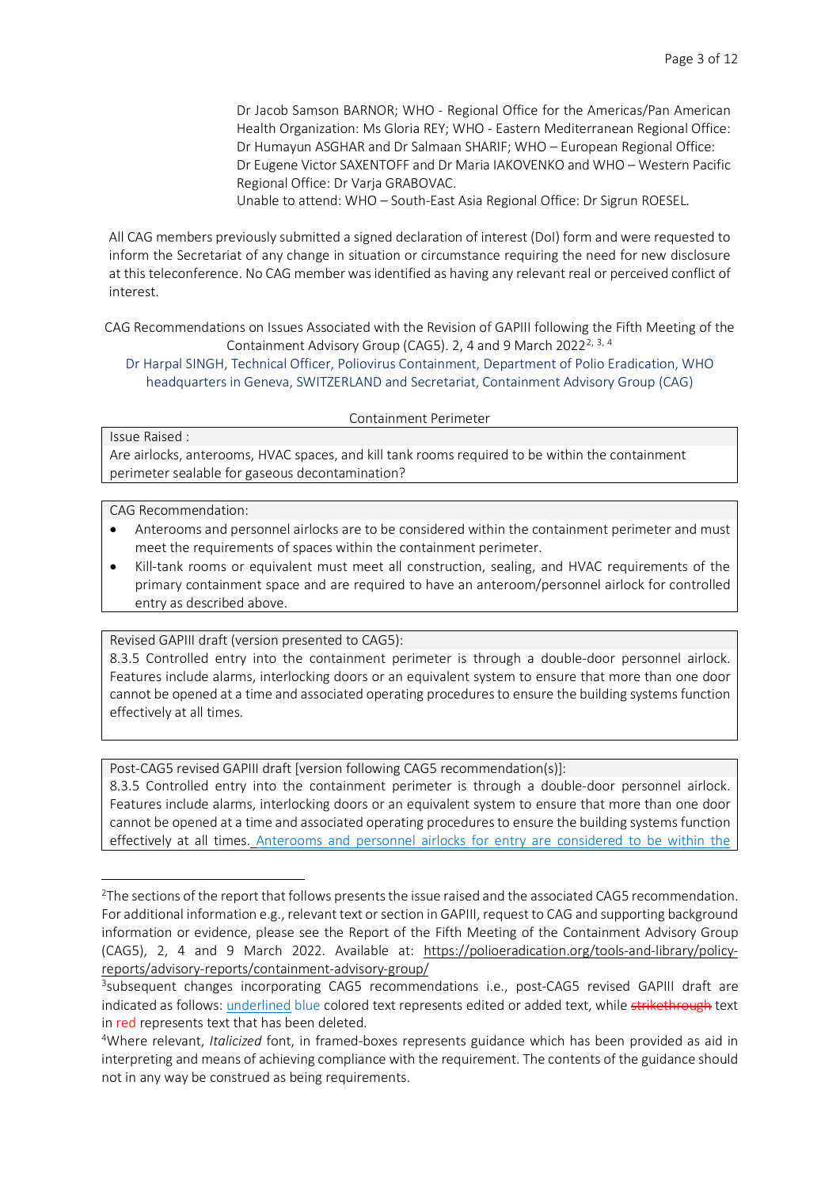Dr Jacob Samson BARNOR; WHO - Regional Office for the Americas/Pan American Health Organization: Ms Gloria REY; WHO - Eastern Mediterranean Regional Office: Dr Humayun ASGHAR and Dr Salmaan SHARIF; WHO – European Regional Office: Dr Eugene Victor SAXENTOFF and Dr Maria IAKOVENKO and WHO – Western Pacific Regional Office: Dr Varja GRABOVAC.
Unable to attend: WHO – South-East Asia Regional Office: Dr Sigrun ROESEL.

All CAG members previously submitted a signed declaration of interest (DoI) form and were requested to inform the Secretariat of any change in situation or circumstance requiring the need for new disclosure at this teleconference. No CAG member was identified as having any relevant real or perceived conflict of interest.

CAG Recommendations on Issues Associated with the Revision of GAPIII following the Fifth Meeting of the Containment Advisory Group (CAG5). 2, 4 and 9 March 2022[2, 3, 4]
Dr Harpal SINGH, Technical Officer, Poliovirus Containment, Department of Polio Eradication, WHO headquarters in Geneva, SWITZERLAND and Secretariat, Containment Advisory Group (CAG)

Containment Perimeter

| Issue Raised : |
|---|
| Are airlocks, anterooms, HVAC spaces, and kill tank rooms required to be within the containment perimeter sealable for gaseous decontamination? |

| CAG Recommendation: |
|---|
| • Anterooms and personnel airlocks are to be considered within the containment perimeter and must meet the requirements of spaces within the containment perimeter. <br> • Kill-tank rooms or equivalent must meet all construction, sealing, and HVAC requirements of the primary containment space and are required to have an anteroom/personnel airlock for controlled entry as described above. |

| Revised GAPIII draft (version presented to CAG5): |
|---|
| 8.3.5 Controlled entry into the containment perimeter is through a double-door personnel airlock. Features include alarms, interlocking doors or an equivalent system to ensure that more than one door cannot be opened at a time and associated operating procedures to ensure the building systems function effectively at all times. |

| Post-CAG5 revised GAPIII draft [version following CAG5 recommendation(s)]: |
|---|
| 8.3.5 Controlled entry into the containment perimeter is through a double-door personnel airlock. Features include alarms, interlocking doors or an equivalent system to ensure that more than one door cannot be opened at a time and associated operating procedures to ensure the building systems function effectively at all times. <u>Anterooms and personnel airlocks for entry are considered to be within the</u> |

[2]The sections of the report that follows presents the issue raised and the associated CAG5 recommendation. For additional information e.g., relevant text or section in GAPIII, request to CAG and supporting background information or evidence, please see the Report of the Fifth Meeting of the Containment Advisory Group (CAG5), 2, 4 and 9 March 2022. Available at: https://polioeradication.org/tools-and-library/policy-reports/advisory-reports/containment-advisory-group/

[3]subsequent changes incorporating CAG5 recommendations i.e., post-CAG5 revised GAPIII draft are indicated as follows: <u>underlined</u> blue colored text represents edited or added text, while ~~strikethrough~~ text in red represents text that has been deleted.

[4]Where relevant, *Italicized* font, in framed-boxes represents guidance which has been provided as aid in interpreting and means of achieving compliance with the requirement. The contents of the guidance should not in any way be construed as being requirements.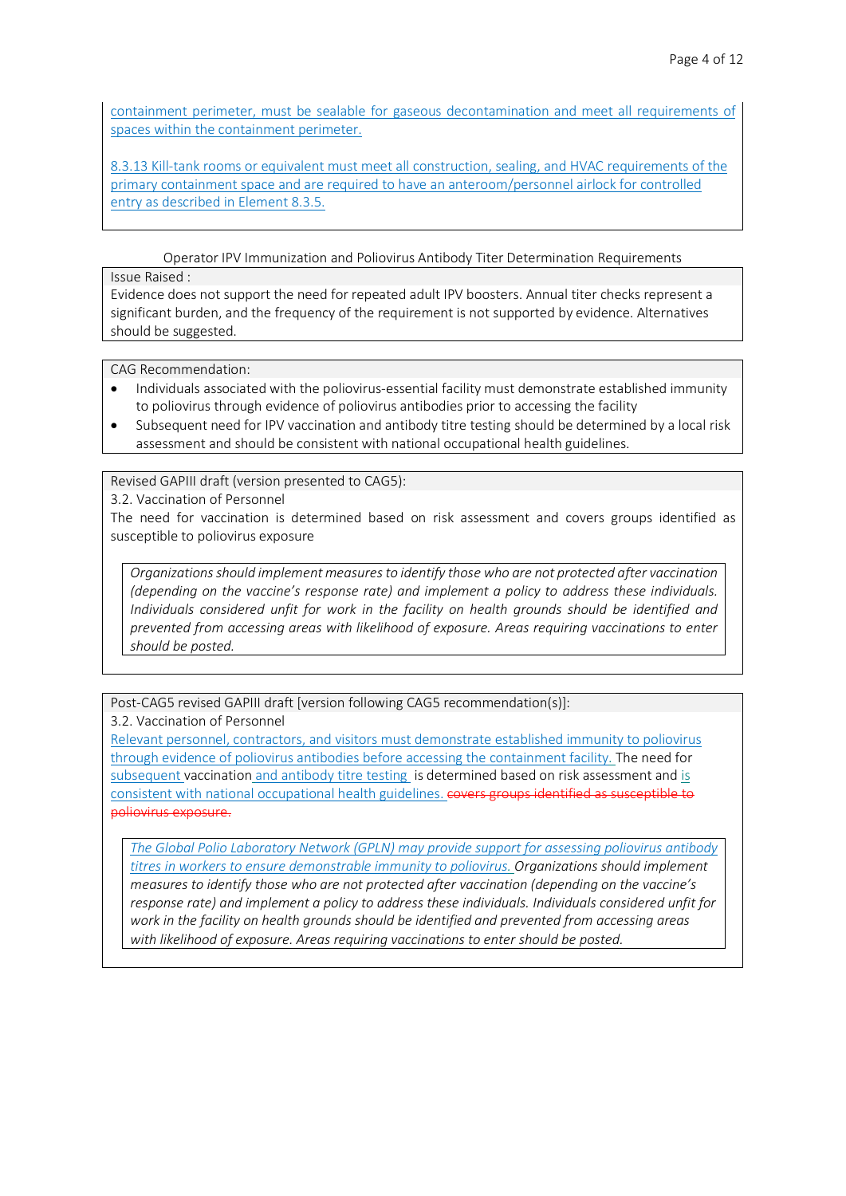containment perimeter, must be sealable for gaseous decontamination and meet all requirements of spaces within the containment perimeter.

8.3.13 Kill-tank rooms or equivalent must meet all construction, sealing, and HVAC requirements of the primary containment space and are required to have an anteroom/personnel airlock for controlled entry as described in Element 8.3.5.

Operator IPV Immunization and Poliovirus Antibody Titer Determination Requirements

Issue Raised :

Evidence does not support the need for repeated adult IPV boosters. Annual titer checks represent a significant burden, and the frequency of the requirement is not supported by evidence. Alternatives should be suggested.

CAG Recommendation:

- Individuals associated with the poliovirus-essential facility must demonstrate established immunity to poliovirus through evidence of poliovirus antibodies prior to accessing the facility
- Subsequent need for IPV vaccination and antibody titre testing should be determined by a local risk assessment and should be consistent with national occupational health guidelines.

Revised GAPIII draft (version presented to CAG5):

3.2. Vaccination of Personnel

The need for vaccination is determined based on risk assessment and covers groups identified as susceptible to poliovirus exposure

*Organizations should implement measures to identify those who are not protected after vaccination (depending on the vaccine's response rate) and implement a policy to address these individuals. Individuals considered unfit for work in the facility on health grounds should be identified and prevented from accessing areas with likelihood of exposure. Areas requiring vaccinations to enter should be posted.*

Post-CAG5 revised GAPIII draft [version following CAG5 recommendation(s)]:

3.2. Vaccination of Personnel

Relevant personnel, contractors, and visitors must demonstrate established immunity to poliovirus through evidence of poliovirus antibodies before accessing the containment facility. The need for subsequent vaccination and antibody titre testing is determined based on risk assessment and is consistent with national occupational health guidelines. ~~covers groups identified as susceptible to poliovirus exposure.~~

*The Global Polio Laboratory Network (GPLN) may provide support for assessing poliovirus antibody titres in workers to ensure demonstrable immunity to poliovirus. Organizations should implement measures to identify those who are not protected after vaccination (depending on the vaccine's response rate) and implement a policy to address these individuals. Individuals considered unfit for work in the facility on health grounds should be identified and prevented from accessing areas with likelihood of exposure. Areas requiring vaccinations to enter should be posted.*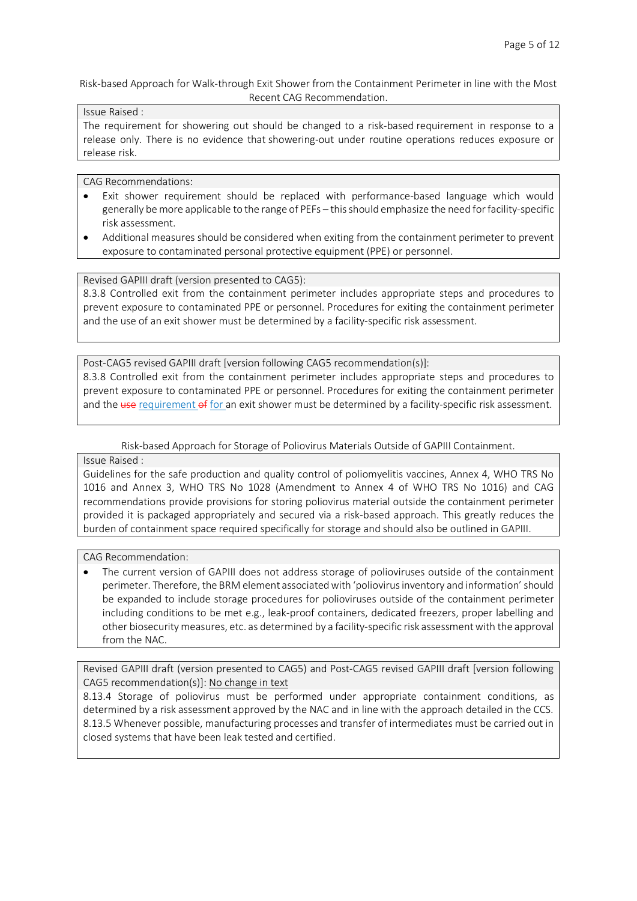Risk-based Approach for Walk-through Exit Shower from the Containment Perimeter in line with the Most Recent CAG Recommendation.

Issue Raised :

The requirement for showering out should be changed to a risk-based requirement in response to a release only. There is no evidence that showering-out under routine operations reduces exposure or release risk.

CAG Recommendations:

- Exit shower requirement should be replaced with performance-based language which would generally be more applicable to the range of PEFs – this should emphasize the need for facility-specific risk assessment.
- Additional measures should be considered when exiting from the containment perimeter to prevent exposure to contaminated personal protective equipment (PPE) or personnel.

Revised GAPIII draft (version presented to CAG5):

8.3.8 Controlled exit from the containment perimeter includes appropriate steps and procedures to prevent exposure to contaminated PPE or personnel. Procedures for exiting the containment perimeter and the use of an exit shower must be determined by a facility-specific risk assessment.

Post-CAG5 revised GAPIII draft [version following CAG5 recommendation(s)]:

8.3.8 Controlled exit from the containment perimeter includes appropriate steps and procedures to prevent exposure to contaminated PPE or personnel. Procedures for exiting the containment perimeter and the ~~use~~ requirement ~~of~~ for an exit shower must be determined by a facility-specific risk assessment.

Risk-based Approach for Storage of Poliovirus Materials Outside of GAPIII Containment.

Issue Raised :

Guidelines for the safe production and quality control of poliomyelitis vaccines, Annex 4, WHO TRS No 1016 and Annex 3, WHO TRS No 1028 (Amendment to Annex 4 of WHO TRS No 1016) and CAG recommendations provide provisions for storing poliovirus material outside the containment perimeter provided it is packaged appropriately and secured via a risk-based approach. This greatly reduces the burden of containment space required specifically for storage and should also be outlined in GAPIII.

CAG Recommendation:

- The current version of GAPIII does not address storage of polioviruses outside of the containment perimeter. Therefore, the BRM element associated with 'poliovirus inventory and information' should be expanded to include storage procedures for polioviruses outside of the containment perimeter including conditions to be met e.g., leak-proof containers, dedicated freezers, proper labelling and other biosecurity measures, etc. as determined by a facility-specific risk assessment with the approval from the NAC.

Revised GAPIII draft (version presented to CAG5) and Post-CAG5 revised GAPIII draft [version following CAG5 recommendation(s)]: No change in text

8.13.4 Storage of poliovirus must be performed under appropriate containment conditions, as determined by a risk assessment approved by the NAC and in line with the approach detailed in the CCS.

8.13.5 Whenever possible, manufacturing processes and transfer of intermediates must be carried out in closed systems that have been leak tested and certified.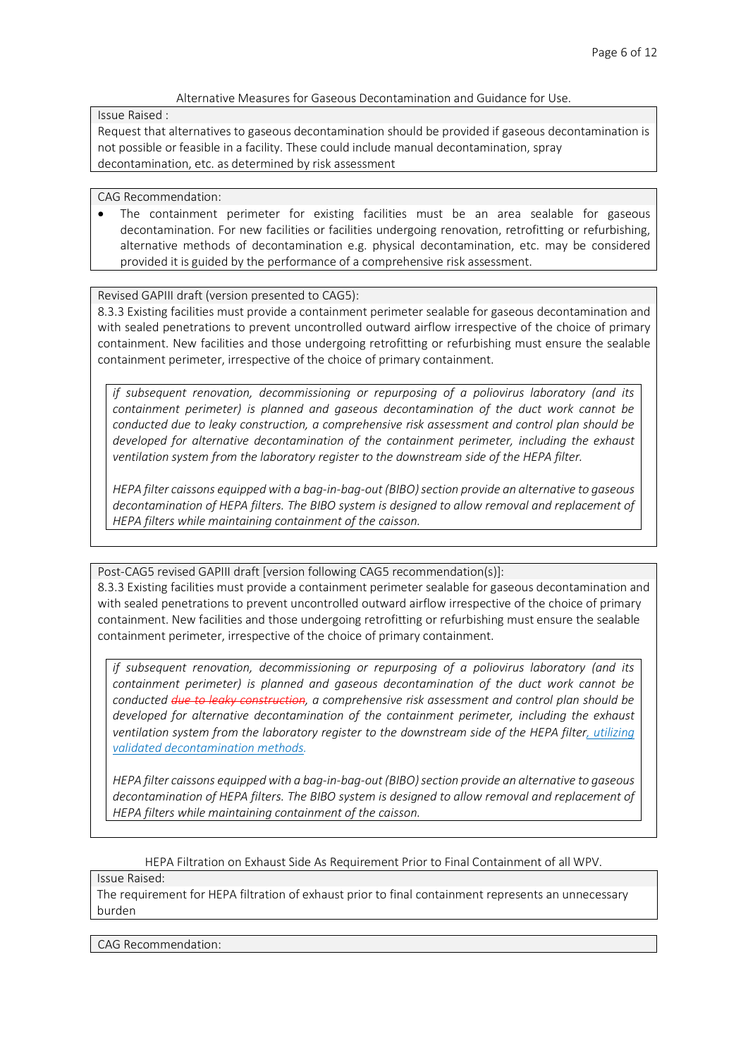Alternative Measures for Gaseous Decontamination and Guidance for Use.

Issue Raised :

Request that alternatives to gaseous decontamination should be provided if gaseous decontamination is not possible or feasible in a facility. These could include manual decontamination, spray decontamination, etc. as determined by risk assessment

CAG Recommendation:

- The containment perimeter for existing facilities must be an area sealable for gaseous decontamination. For new facilities or facilities undergoing renovation, retrofitting or refurbishing, alternative methods of decontamination e.g. physical decontamination, etc. may be considered provided it is guided by the performance of a comprehensive risk assessment.

Revised GAPIII draft (version presented to CAG5):

8.3.3 Existing facilities must provide a containment perimeter sealable for gaseous decontamination and with sealed penetrations to prevent uncontrolled outward airflow irrespective of the choice of primary containment. New facilities and those undergoing retrofitting or refurbishing must ensure the sealable containment perimeter, irrespective of the choice of primary containment.

> *if subsequent renovation, decommissioning or repurposing of a poliovirus laboratory (and its containment perimeter) is planned and gaseous decontamination of the duct work cannot be conducted due to leaky construction, a comprehensive risk assessment and control plan should be developed for alternative decontamination of the containment perimeter, including the exhaust ventilation system from the laboratory register to the downstream side of the HEPA filter.*
>
> *HEPA filter caissons equipped with a bag-in-bag-out (BIBO) section provide an alternative to gaseous decontamination of HEPA filters. The BIBO system is designed to allow removal and replacement of HEPA filters while maintaining containment of the caisson.*

Post-CAG5 revised GAPIII draft [version following CAG5 recommendation(s)]:

8.3.3 Existing facilities must provide a containment perimeter sealable for gaseous decontamination and with sealed penetrations to prevent uncontrolled outward airflow irrespective of the choice of primary containment. New facilities and those undergoing retrofitting or refurbishing must ensure the sealable containment perimeter, irrespective of the choice of primary containment.

> *if subsequent renovation, decommissioning or repurposing of a poliovirus laboratory (and its containment perimeter) is planned and gaseous decontamination of the duct work cannot be conducted ~~due to leaky construction~~, a comprehensive risk assessment and control plan should be developed for alternative decontamination of the containment perimeter, including the exhaust ventilation system from the laboratory register to the downstream side of the HEPA filter, <u>utilizing validated decontamination methods</u>.*
>
> *HEPA filter caissons equipped with a bag-in-bag-out (BIBO) section provide an alternative to gaseous decontamination of HEPA filters. The BIBO system is designed to allow removal and replacement of HEPA filters while maintaining containment of the caisson.*

HEPA Filtration on Exhaust Side As Requirement Prior to Final Containment of all WPV.

Issue Raised:

The requirement for HEPA filtration of exhaust prior to final containment represents an unnecessary burden

CAG Recommendation: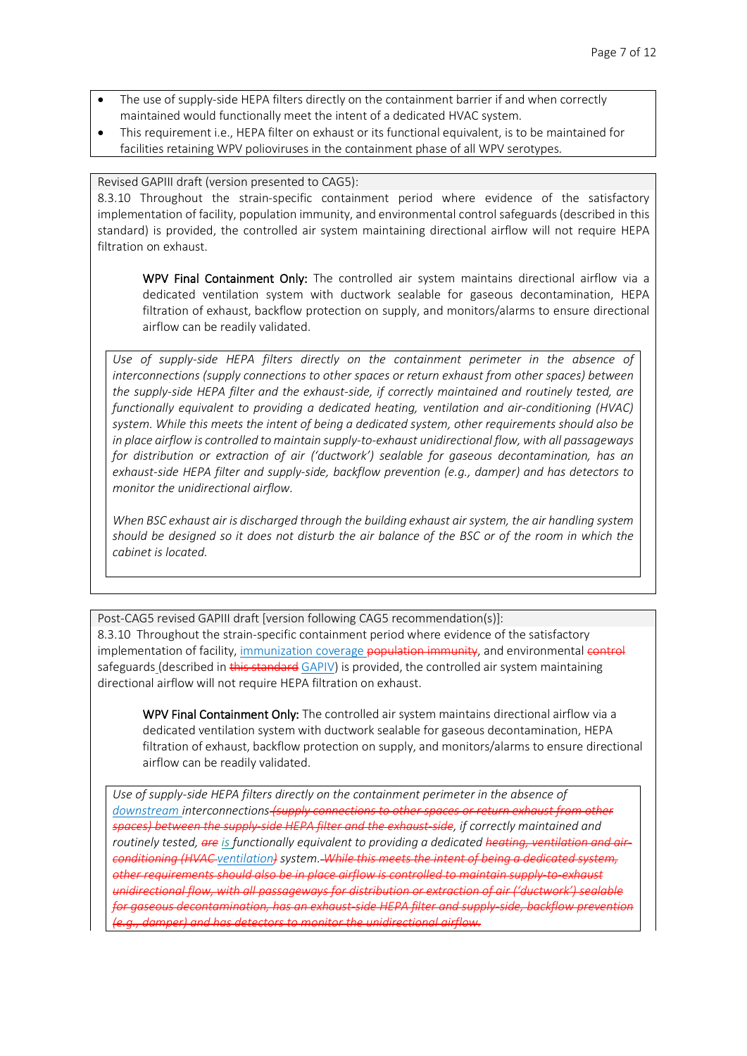- The use of supply-side HEPA filters directly on the containment barrier if and when correctly maintained would functionally meet the intent of a dedicated HVAC system.
- This requirement i.e., HEPA filter on exhaust or its functional equivalent, is to be maintained for facilities retaining WPV polioviruses in the containment phase of all WPV serotypes.

Revised GAPIII draft (version presented to CAG5):

8.3.10 Throughout the strain-specific containment period where evidence of the satisfactory implementation of facility, population immunity, and environmental control safeguards (described in this standard) is provided, the controlled air system maintaining directional airflow will not require HEPA filtration on exhaust.

> **WPV Final Containment Only:** The controlled air system maintains directional airflow via a dedicated ventilation system with ductwork sealable for gaseous decontamination, HEPA filtration of exhaust, backflow protection on supply, and monitors/alarms to ensure directional airflow can be readily validated.

*Use of supply-side HEPA filters directly on the containment perimeter in the absence of interconnections (supply connections to other spaces or return exhaust from other spaces) between the supply-side HEPA filter and the exhaust-side, if correctly maintained and routinely tested, are functionally equivalent to providing a dedicated heating, ventilation and air-conditioning (HVAC) system. While this meets the intent of being a dedicated system, other requirements should also be in place airflow is controlled to maintain supply-to-exhaust unidirectional flow, with all passageways for distribution or extraction of air ('ductwork') sealable for gaseous decontamination, has an exhaust-side HEPA filter and supply-side, backflow prevention (e.g., damper) and has detectors to monitor the unidirectional airflow.*

*When BSC exhaust air is discharged through the building exhaust air system, the air handling system should be designed so it does not disturb the air balance of the BSC or of the room in which the cabinet is located.*

Post-CAG5 revised GAPIII draft [version following CAG5 recommendation(s)]:

8.3.10 Throughout the strain-specific containment period where evidence of the satisfactory implementation of facility, immunization coverage ~~population immunity~~, and environmental ~~control~~ safeguards (described in ~~this standard~~ GAPIV) is provided, the controlled air system maintaining directional airflow will not require HEPA filtration on exhaust.

> **WPV Final Containment Only:** The controlled air system maintains directional airflow via a dedicated ventilation system with ductwork sealable for gaseous decontamination, HEPA filtration of exhaust, backflow protection on supply, and monitors/alarms to ensure directional airflow can be readily validated.

*Use of supply-side HEPA filters directly on the containment perimeter in the absence of downstream interconnections ~~(supply connections to other spaces or return exhaust from other spaces) between the supply-side HEPA filter and the exhaust-side~~, if correctly maintained and routinely tested, ~~are~~ is functionally equivalent to providing a dedicated ~~heating, ventilation and air-conditioning (HVAC~~ ventilation~~)~~ system. ~~While this meets the intent of being a dedicated system, other requirements should also be in place airflow is controlled to maintain supply-to-exhaust unidirectional flow, with all passageways for distribution or extraction of air ('ductwork') sealable for gaseous decontamination, has an exhaust-side HEPA filter and supply-side, backflow prevention (e.g., damper) and has detectors to monitor the unidirectional airflow.~~*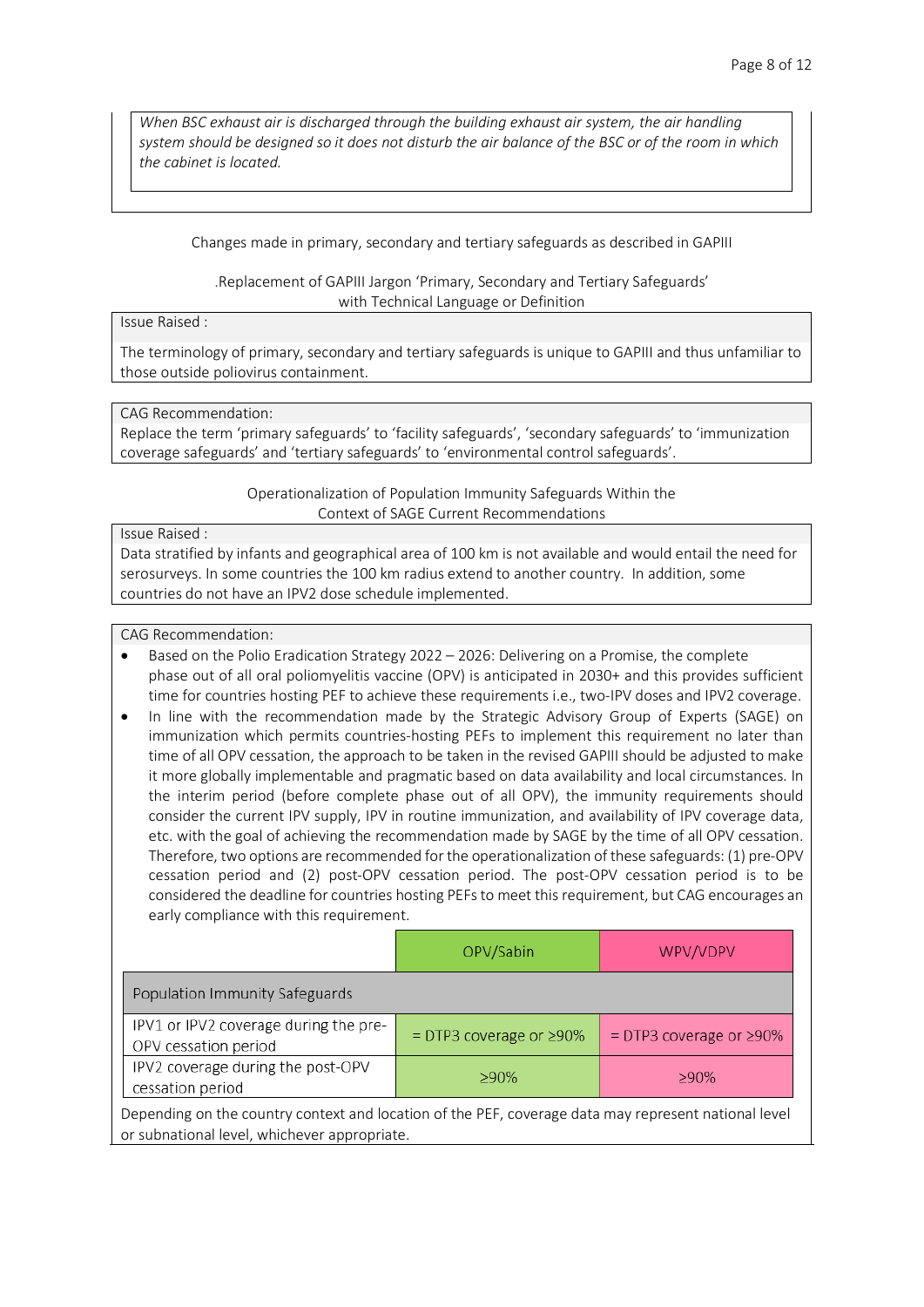*When BSC exhaust air is discharged through the building exhaust air system, the air handling system should be designed so it does not disturb the air balance of the BSC or of the room in which the cabinet is located.*

Changes made in primary, secondary and tertiary safeguards as described in GAPIII

.Replacement of GAPIII Jargon 'Primary, Secondary and Tertiary Safeguards' with Technical Language or Definition

Issue Raised :

The terminology of primary, secondary and tertiary safeguards is unique to GAPIII and thus unfamiliar to those outside poliovirus containment.

CAG Recommendation:

Replace the term 'primary safeguards' to 'facility safeguards', 'secondary safeguards' to 'immunization coverage safeguards' and 'tertiary safeguards' to 'environmental control safeguards'.

Operationalization of Population Immunity Safeguards Within the Context of SAGE Current Recommendations

Issue Raised :

Data stratified by infants and geographical area of 100 km is not available and would entail the need for serosurveys. In some countries the 100 km radius extend to another country. In addition, some countries do not have an IPV2 dose schedule implemented.

CAG Recommendation:

- Based on the Polio Eradication Strategy 2022 – 2026: Delivering on a Promise, the complete phase out of all oral poliomyelitis vaccine (OPV) is anticipated in 2030+ and this provides sufficient time for countries hosting PEF to achieve these requirements i.e., two-IPV doses and IPV2 coverage.
- In line with the recommendation made by the Strategic Advisory Group of Experts (SAGE) on immunization which permits countries-hosting PEFs to implement this requirement no later than time of all OPV cessation, the approach to be taken in the revised GAPIII should be adjusted to make it more globally implementable and pragmatic based on data availability and local circumstances. In the interim period (before complete phase out of all OPV), the immunity requirements should consider the current IPV supply, IPV in routine immunization, and availability of IPV coverage data, etc. with the goal of achieving the recommendation made by SAGE by the time of all OPV cessation. Therefore, two options are recommended for the operationalization of these safeguards: (1) pre-OPV cessation period and (2) post-OPV cessation period. The post-OPV cessation period is to be considered the deadline for countries hosting PEFs to meet this requirement, but CAG encourages an early compliance with this requirement.

| | OPV/Sabin | WPV/VDPV |
|---|---|---|
| **Population Immunity Safeguards** | | |
| IPV1 or IPV2 coverage during the pre-OPV cessation period | = DTP3 coverage or ≥90% | = DTP3 coverage or ≥90% |
| IPV2 coverage during the post-OPV cessation period | ≥90% | ≥90% |

Depending on the country context and location of the PEF, coverage data may represent national level or subnational level, whichever appropriate.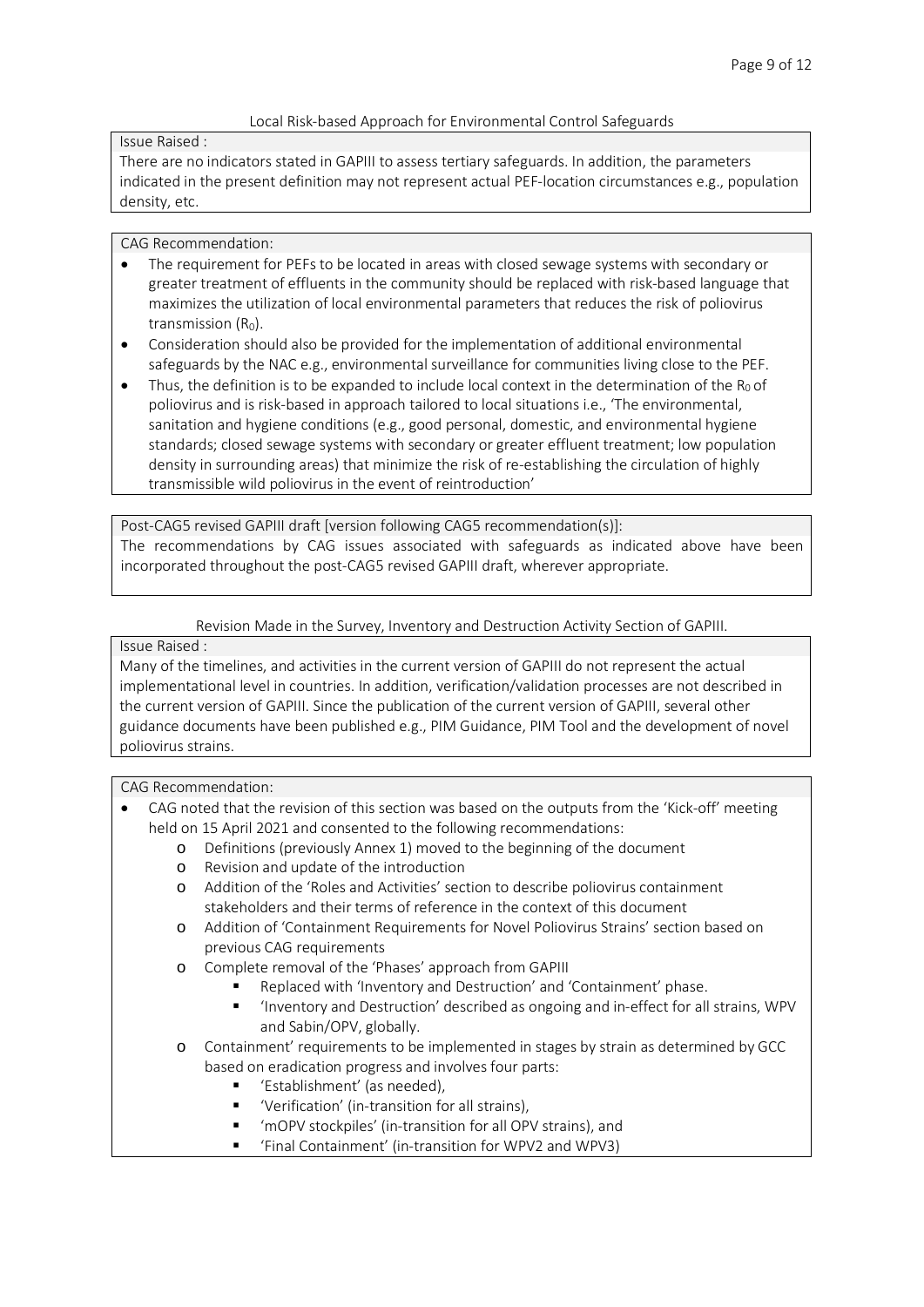Local Risk-based Approach for Environmental Control Safeguards

Issue Raised :

There are no indicators stated in GAPIII to assess tertiary safeguards. In addition, the parameters indicated in the present definition may not represent actual PEF-location circumstances e.g., population density, etc.

CAG Recommendation:

- The requirement for PEFs to be located in areas with closed sewage systems with secondary or greater treatment of effluents in the community should be replaced with risk-based language that maximizes the utilization of local environmental parameters that reduces the risk of poliovirus transmission ($R_0$).
- Consideration should also be provided for the implementation of additional environmental safeguards by the NAC e.g., environmental surveillance for communities living close to the PEF.
- Thus, the definition is to be expanded to include local context in the determination of the $R_0$ of poliovirus and is risk-based in approach tailored to local situations i.e., 'The environmental, sanitation and hygiene conditions (e.g., good personal, domestic, and environmental hygiene standards; closed sewage systems with secondary or greater effluent treatment; low population density in surrounding areas) that minimize the risk of re-establishing the circulation of highly transmissible wild poliovirus in the event of reintroduction'

Post-CAG5 revised GAPIII draft [version following CAG5 recommendation(s)]:

The recommendations by CAG issues associated with safeguards as indicated above have been incorporated throughout the post-CAG5 revised GAPIII draft, wherever appropriate.

Revision Made in the Survey, Inventory and Destruction Activity Section of GAPIII.

Issue Raised :

Many of the timelines, and activities in the current version of GAPIII do not represent the actual implementational level in countries. In addition, verification/validation processes are not described in the current version of GAPIII. Since the publication of the current version of GAPIII, several other guidance documents have been published e.g., PIM Guidance, PIM Tool and the development of novel poliovirus strains.

CAG Recommendation:

- CAG noted that the revision of this section was based on the outputs from the 'Kick-off' meeting held on 15 April 2021 and consented to the following recommendations:
  - Definitions (previously Annex 1) moved to the beginning of the document
  - Revision and update of the introduction
  - Addition of the 'Roles and Activities' section to describe poliovirus containment stakeholders and their terms of reference in the context of this document
  - Addition of 'Containment Requirements for Novel Poliovirus Strains' section based on previous CAG requirements
  - Complete removal of the 'Phases' approach from GAPIII
    - Replaced with 'Inventory and Destruction' and 'Containment' phase.
    - 'Inventory and Destruction' described as ongoing and in-effect for all strains, WPV and Sabin/OPV, globally.
  - Containment' requirements to be implemented in stages by strain as determined by GCC based on eradication progress and involves four parts:
    - 'Establishment' (as needed),
    - 'Verification' (in-transition for all strains),
    - 'mOPV stockpiles' (in-transition for all OPV strains), and
    - 'Final Containment' (in-transition for WPV2 and WPV3)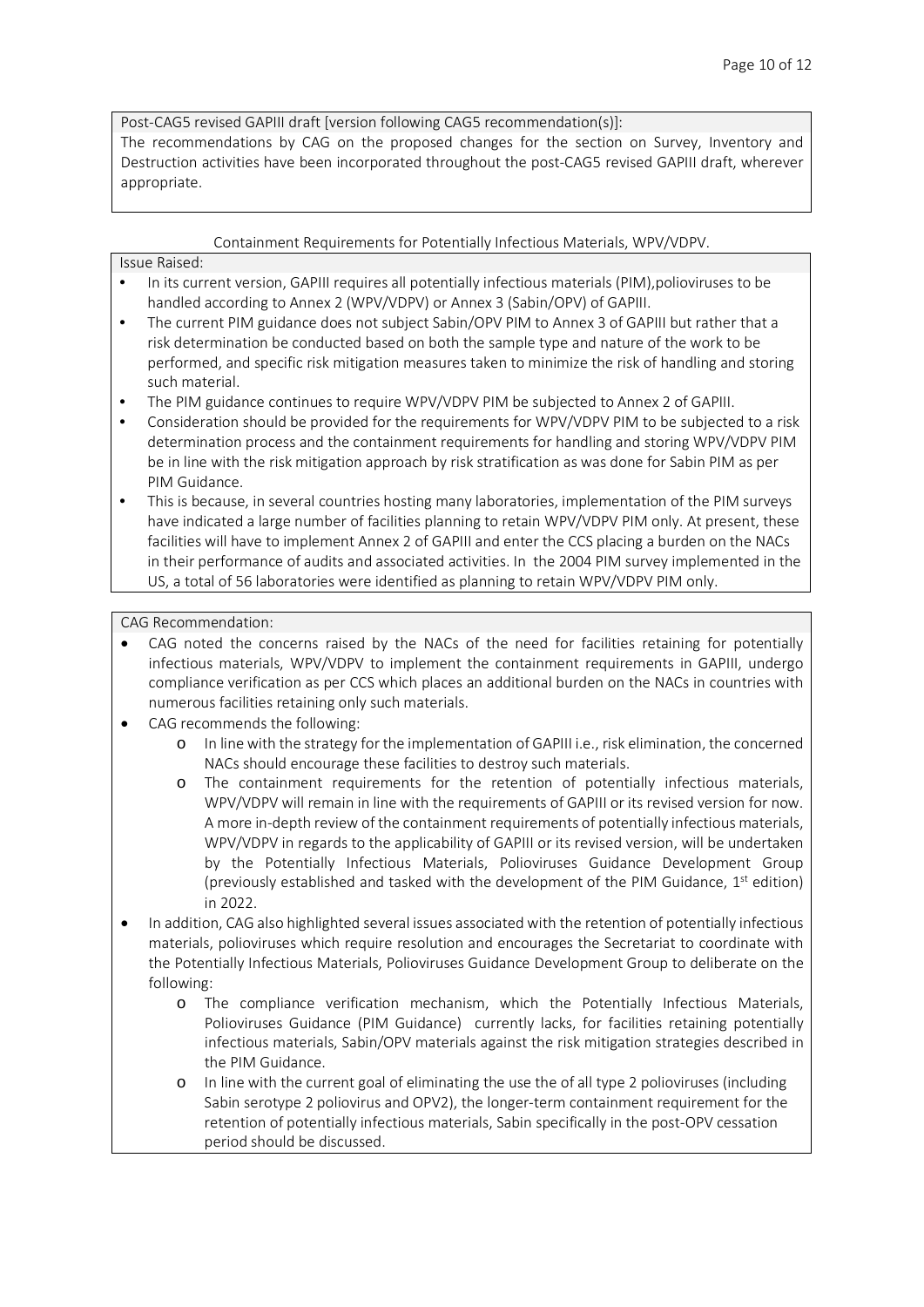Post-CAG5 revised GAPIII draft [version following CAG5 recommendation(s)]:

The recommendations by CAG on the proposed changes for the section on Survey, Inventory and Destruction activities have been incorporated throughout the post-CAG5 revised GAPIII draft, wherever appropriate.

Containment Requirements for Potentially Infectious Materials, WPV/VDPV.

Issue Raised:

- In its current version, GAPIII requires all potentially infectious materials (PIM),polioviruses to be handled according to Annex 2 (WPV/VDPV) or Annex 3 (Sabin/OPV) of GAPIII.
- The current PIM guidance does not subject Sabin/OPV PIM to Annex 3 of GAPIII but rather that a risk determination be conducted based on both the sample type and nature of the work to be performed, and specific risk mitigation measures taken to minimize the risk of handling and storing such material.
- The PIM guidance continues to require WPV/VDPV PIM be subjected to Annex 2 of GAPIII.
- Consideration should be provided for the requirements for WPV/VDPV PIM to be subjected to a risk determination process and the containment requirements for handling and storing WPV/VDPV PIM be in line with the risk mitigation approach by risk stratification as was done for Sabin PIM as per PIM Guidance.
- This is because, in several countries hosting many laboratories, implementation of the PIM surveys have indicated a large number of facilities planning to retain WPV/VDPV PIM only. At present, these facilities will have to implement Annex 2 of GAPIII and enter the CCS placing a burden on the NACs in their performance of audits and associated activities. In the 2004 PIM survey implemented in the US, a total of 56 laboratories were identified as planning to retain WPV/VDPV PIM only.

CAG Recommendation:

- CAG noted the concerns raised by the NACs of the need for facilities retaining for potentially infectious materials, WPV/VDPV to implement the containment requirements in GAPIII, undergo compliance verification as per CCS which places an additional burden on the NACs in countries with numerous facilities retaining only such materials.
- CAG recommends the following:
  - In line with the strategy for the implementation of GAPIII i.e., risk elimination, the concerned NACs should encourage these facilities to destroy such materials.
  - The containment requirements for the retention of potentially infectious materials, WPV/VDPV will remain in line with the requirements of GAPIII or its revised version for now. A more in-depth review of the containment requirements of potentially infectious materials, WPV/VDPV in regards to the applicability of GAPIII or its revised version, will be undertaken by the Potentially Infectious Materials, Polioviruses Guidance Development Group (previously established and tasked with the development of the PIM Guidance, 1st edition) in 2022.
- In addition, CAG also highlighted several issues associated with the retention of potentially infectious materials, polioviruses which require resolution and encourages the Secretariat to coordinate with the Potentially Infectious Materials, Polioviruses Guidance Development Group to deliberate on the following:
  - The compliance verification mechanism, which the Potentially Infectious Materials, Polioviruses Guidance (PIM Guidance) currently lacks, for facilities retaining potentially infectious materials, Sabin/OPV materials against the risk mitigation strategies described in the PIM Guidance.
  - In line with the current goal of eliminating the use the of all type 2 polioviruses (including Sabin serotype 2 poliovirus and OPV2), the longer-term containment requirement for the retention of potentially infectious materials, Sabin specifically in the post-OPV cessation period should be discussed.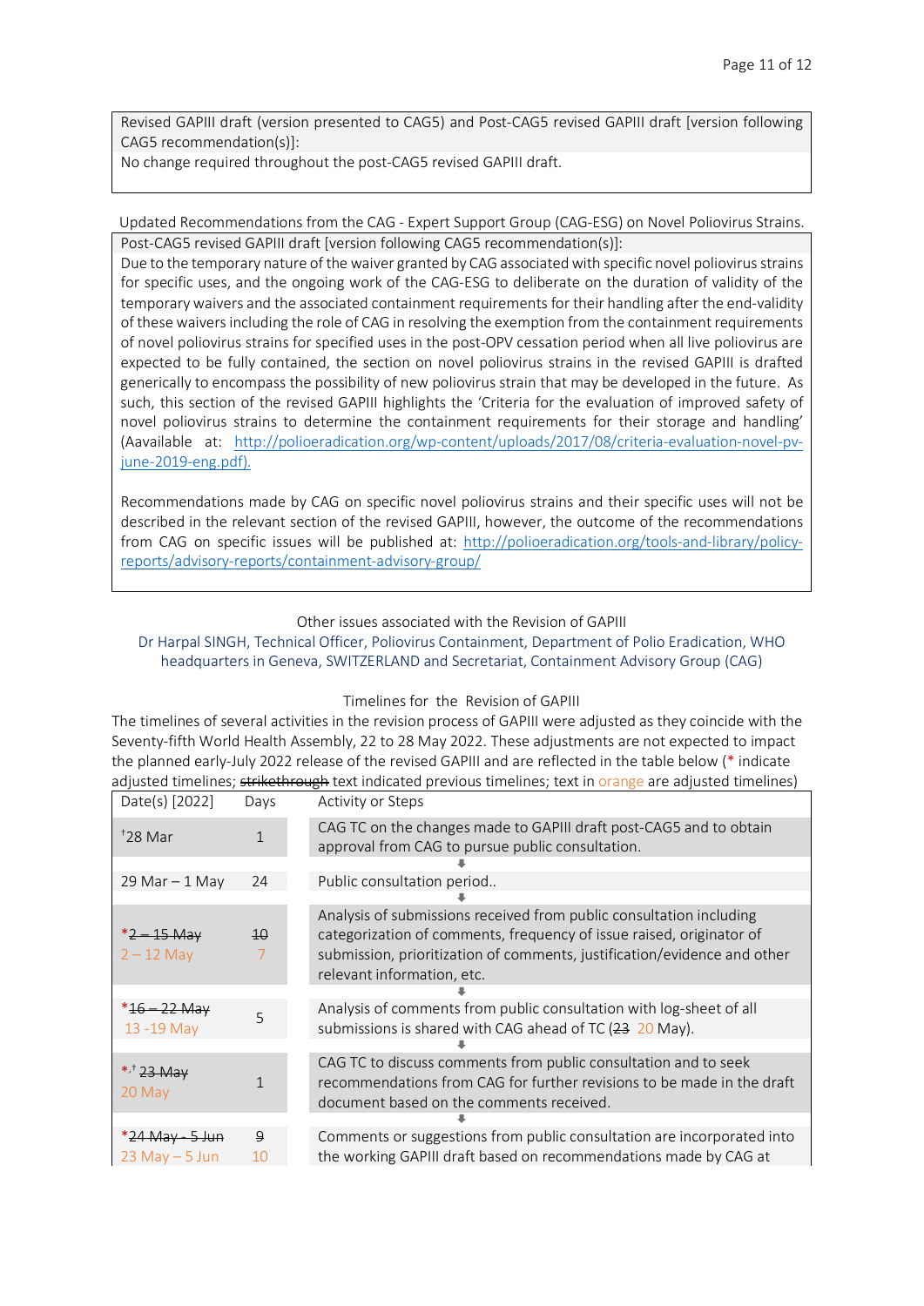| Revised GAPIII draft (version presented to CAG5) and Post-CAG5 revised GAPIII draft [version following CAG5 recommendation(s)]: |
|---|
| No change required throughout the post-CAG5 revised GAPIII draft. |

Updated Recommendations from the CAG - Expert Support Group (CAG-ESG) on Novel Poliovirus Strains.

| Post-CAG5 revised GAPIII draft [version following CAG5 recommendation(s)]: |
|---|
| Due to the temporary nature of the waiver granted by CAG associated with specific novel poliovirus strains for specific uses, and the ongoing work of the CAG-ESG to deliberate on the duration of validity of the temporary waivers and the associated containment requirements for their handling after the end-validity of these waivers including the role of CAG in resolving the exemption from the containment requirements of novel poliovirus strains for specified uses in the post-OPV cessation period when all live poliovirus are expected to be fully contained, the section on novel poliovirus strains in the revised GAPIII is drafted generically to encompass the possibility of new poliovirus strain that may be developed in the future. As such, this section of the revised GAPIII highlights the 'Criteria for the evaluation of improved safety of novel poliovirus strains to determine the containment requirements for their storage and handling' (Aavailable at: http://polioeradication.org/wp-content/uploads/2017/08/criteria-evaluation-novel-pv-june-2019-eng.pdf). <br><br> Recommendations made by CAG on specific novel poliovirus strains and their specific uses will not be described in the relevant section of the revised GAPIII, however, the outcome of the recommendations from CAG on specific issues will be published at: http://polioeradication.org/tools-and-library/policy-reports/advisory-reports/containment-advisory-group/ |

Other issues associated with the Revision of GAPIII

Dr Harpal SINGH, Technical Officer, Poliovirus Containment, Department of Polio Eradication, WHO headquarters in Geneva, SWITZERLAND and Secretariat, Containment Advisory Group (CAG)

Timelines for the Revision of GAPIII

The timelines of several activities in the revision process of GAPIII were adjusted as they coincide with the Seventy-fifth World Health Assembly, 22 to 28 May 2022. These adjustments are not expected to impact the planned early-July 2022 release of the revised GAPIII and are reflected in the table below (* indicate adjusted timelines; ~~strikethrough~~ text indicated previous timelines; text in orange are adjusted timelines)

| Date(s) [2022] | Days | Activity or Steps |
|---|---|---|
| †28 Mar | 1 | CAG TC on the changes made to GAPIII draft post-CAG5 and to obtain approval from CAG to pursue public consultation. |
| 29 Mar – 1 May | 24 | Public consultation period.. |
| *~~2 – 15 May~~ 2 – 12 May | ~~10~~ 7 | Analysis of submissions received from public consultation including categorization of comments, frequency of issue raised, originator of submission, prioritization of comments, justification/evidence and other relevant information, etc. |
| *~~16 – 22 May~~ 13 -19 May | 5 | Analysis of comments from public consultation with log-sheet of all submissions is shared with CAG ahead of TC (~~23~~ 20 May). |
| *,† ~~23 May~~ 20 May | 1 | CAG TC to discuss comments from public consultation and to seek recommendations from CAG for further revisions to be made in the draft document based on the comments received. |
| *~~24 May - 5 Jun~~ 23 May – 5 Jun | ~~9~~ 10 | Comments or suggestions from public consultation are incorporated into the working GAPIII draft based on recommendations made by CAG at |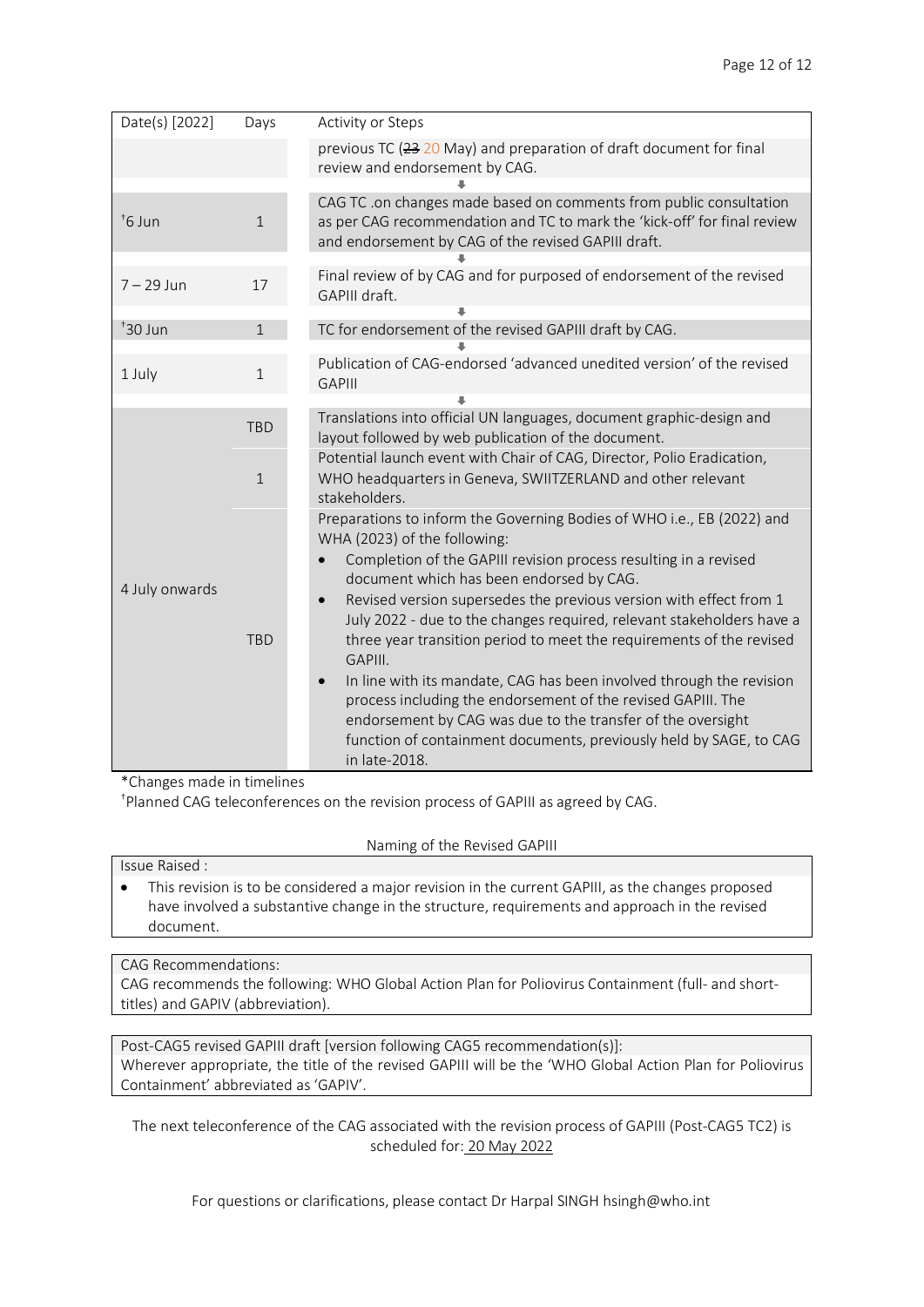| Date(s) [2022] | Days | Activity or Steps |
|---|---|---|
| | | previous TC (~~23~~ 20 May) and preparation of draft document for final review and endorsement by CAG. |
| †6 Jun | 1 | CAG TC .on changes made based on comments from public consultation as per CAG recommendation and TC to mark the 'kick-off' for final review and endorsement by CAG of the revised GAPIII draft. |
| 7 – 29 Jun | 17 | Final review of by CAG and for purposed of endorsement of the revised GAPIII draft. |
| †30 Jun | 1 | TC for endorsement of the revised GAPIII draft by CAG. |
| 1 July | 1 | Publication of CAG-endorsed 'advanced unedited version' of the revised GAPIII |
| 4 July onwards | TBD | Translations into official UN languages, document graphic-design and layout followed by web publication of the document. |
| | 1 | Potential launch event with Chair of CAG, Director, Polio Eradication, WHO headquarters in Geneva, SWIITZERLAND and other relevant stakeholders. |
| | TBD | Preparations to inform the Governing Bodies of WHO i.e., EB (2022) and WHA (2023) of the following:<br>• Completion of the GAPIII revision process resulting in a revised document which has been endorsed by CAG.<br>• Revised version supersedes the previous version with effect from 1 July 2022 - due to the changes required, relevant stakeholders have a three year transition period to meet the requirements of the revised GAPIII.<br>• In line with its mandate, CAG has been involved through the revision process including the endorsement of the revised GAPIII. The endorsement by CAG was due to the transfer of the oversight function of containment documents, previously held by SAGE, to CAG in late-2018. |

*Changes made in timelines

†Planned CAG teleconferences on the revision process of GAPIII as agreed by CAG.

Naming of the Revised GAPIII

Issue Raised :

- This revision is to be considered a major revision in the current GAPIII, as the changes proposed have involved a substantive change in the structure, requirements and approach in the revised document.

CAG Recommendations:

CAG recommends the following: WHO Global Action Plan for Poliovirus Containment (full- and short-titles) and GAPIV (abbreviation).

Post-CAG5 revised GAPIII draft [version following CAG5 recommendation(s)]:

Wherever appropriate, the title of the revised GAPIII will be the 'WHO Global Action Plan for Poliovirus Containment' abbreviated as 'GAPIV'.

The next teleconference of the CAG associated with the revision process of GAPIII (Post-CAG5 TC2) is scheduled for: 20 May 2022

For questions or clarifications, please contact Dr Harpal SINGH hsingh@who.int